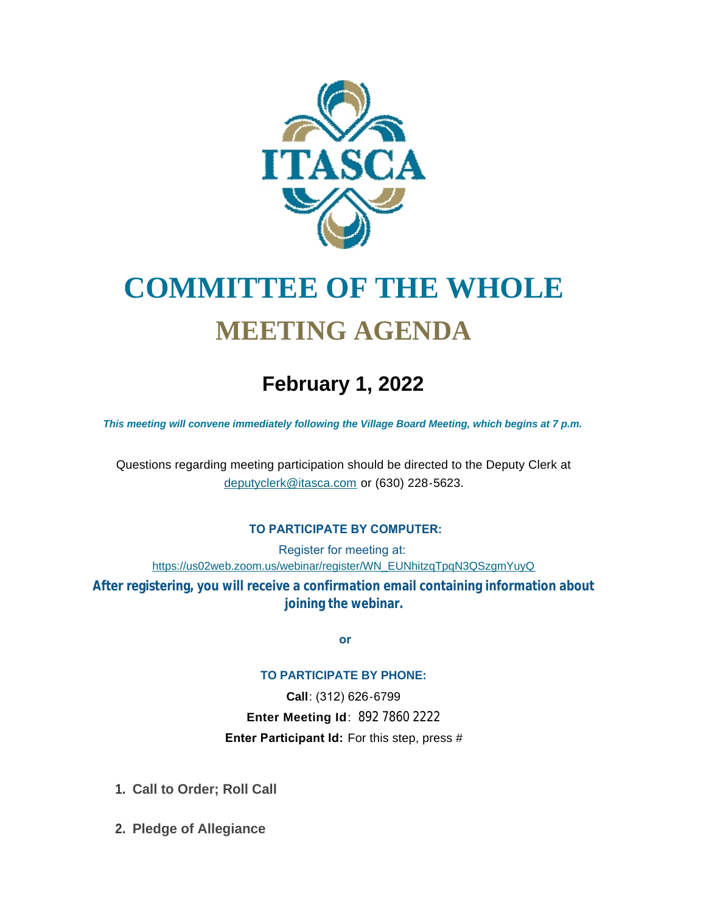# COMMITTEE OF THE WHOLE

## MEETING AGENDA

### February 1, 2022

***This meeting will convene immediately following the Village Board Meeting, which begins at 7 p.m.***

Questions regarding meeting participation should be directed to the Deputy Clerk at deputyclerk@itasca.com or (630) 228-5623.

**TO PARTICIPATE BY COMPUTER:**

Register for meeting at:
https://us02web.zoom.us/webinar/register/WN_EUNhitzqTpqN3QSzgmYuyQ

**After registering, you will receive a confirmation email containing information about joining the webinar.**

**or**

**TO PARTICIPATE BY PHONE:**

**Call**: (312) 626-6799

**Enter Meeting Id**: 892 7860 2222

**Enter Participant Id:** For this step, press #

1. **Call to Order; Roll Call**

2. **Pledge of Allegiance**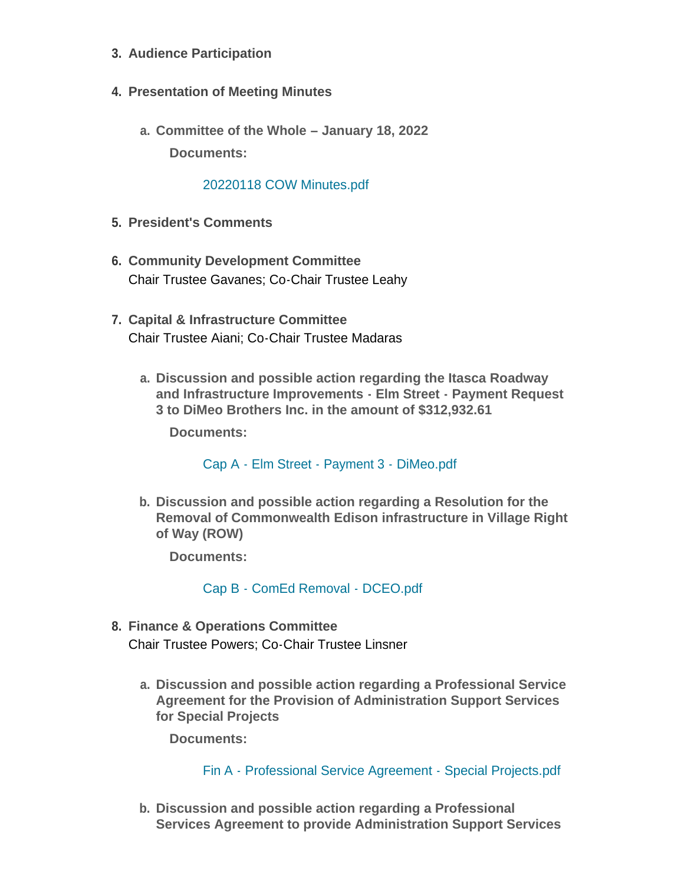3. **Audience Participation**

4. **Presentation of Meeting Minutes**

   a. **Committee of the Whole – January 18, 2022**

      **Documents:**

      20220118 COW Minutes.pdf

5. **President's Comments**

6. **Community Development Committee**
   Chair Trustee Gavanes; Co-Chair Trustee Leahy

7. **Capital & Infrastructure Committee**
   Chair Trustee Aiani; Co-Chair Trustee Madaras

   a. **Discussion and possible action regarding the Itasca Roadway and Infrastructure Improvements - Elm Street - Payment Request 3 to DiMeo Brothers Inc. in the amount of $312,932.61**

      **Documents:**

      Cap A - Elm Street - Payment 3 - DiMeo.pdf

   b. **Discussion and possible action regarding a Resolution for the Removal of Commonwealth Edison infrastructure in Village Right of Way (ROW)**

      **Documents:**

      Cap B - ComEd Removal - DCEO.pdf

8. **Finance & Operations Committee**
   Chair Trustee Powers; Co-Chair Trustee Linsner

   a. **Discussion and possible action regarding a Professional Service Agreement for the Provision of Administration Support Services for Special Projects**

      **Documents:**

      Fin A - Professional Service Agreement - Special Projects.pdf

   b. **Discussion and possible action regarding a Professional Services Agreement to provide Administration Support Services**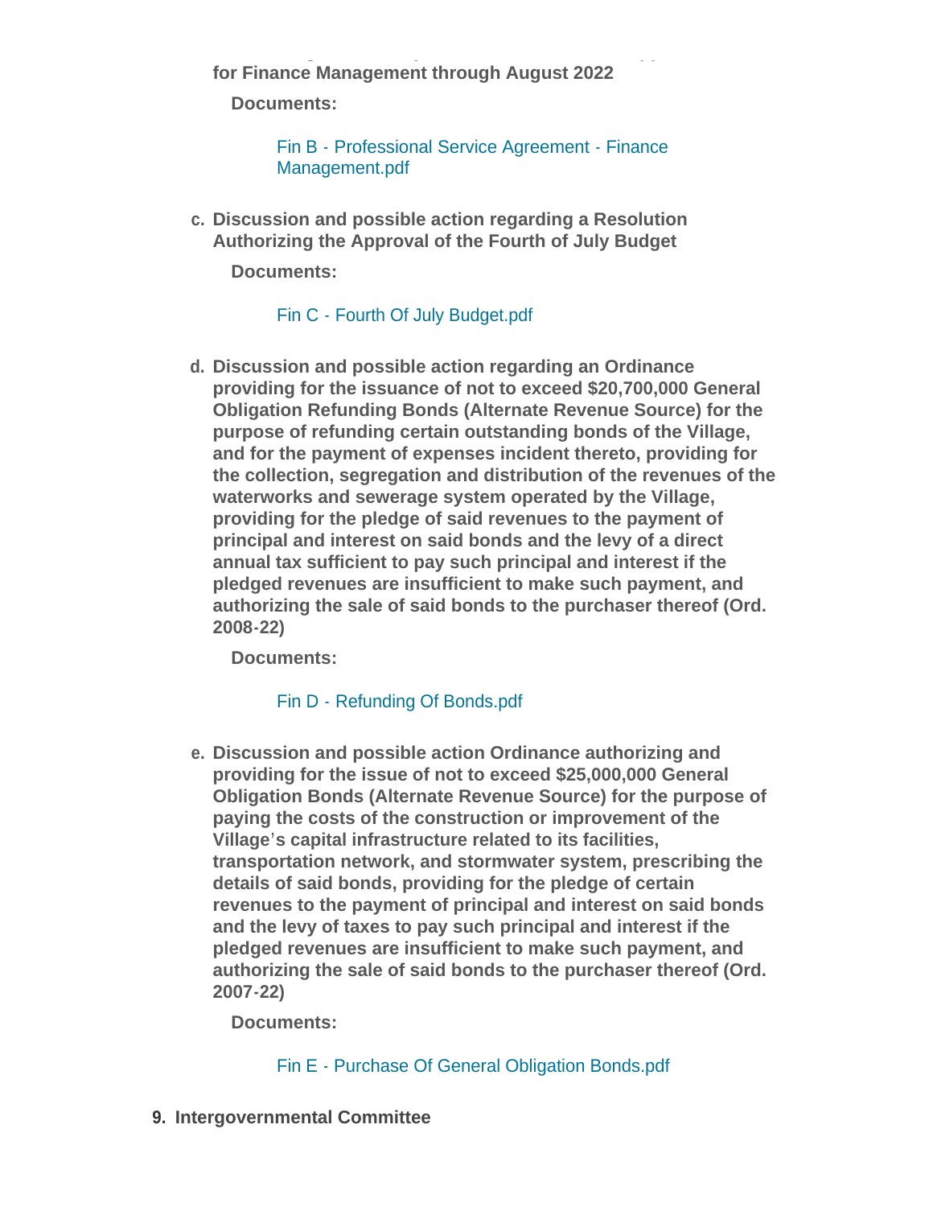**for Finance Management through August 2022**

**Documents:**

Fin B - Professional Service Agreement - Finance Management.pdf

c. **Discussion and possible action regarding a Resolution Authorizing the Approval of the Fourth of July Budget**

**Documents:**

Fin C - Fourth Of July Budget.pdf

d. **Discussion and possible action regarding an Ordinance providing for the issuance of not to exceed $20,700,000 General Obligation Refunding Bonds (Alternate Revenue Source) for the purpose of refunding certain outstanding bonds of the Village, and for the payment of expenses incident thereto, providing for the collection, segregation and distribution of the revenues of the waterworks and sewerage system operated by the Village, providing for the pledge of said revenues to the payment of principal and interest on said bonds and the levy of a direct annual tax sufficient to pay such principal and interest if the pledged revenues are insufficient to make such payment, and authorizing the sale of said bonds to the purchaser thereof (Ord. 2008-22)**

**Documents:**

Fin D - Refunding Of Bonds.pdf

e. **Discussion and possible action Ordinance authorizing and providing for the issue of not to exceed $25,000,000 General Obligation Bonds (Alternate Revenue Source) for the purpose of paying the costs of the construction or improvement of the Village's capital infrastructure related to its facilities, transportation network, and stormwater system, prescribing the details of said bonds, providing for the pledge of certain revenues to the payment of principal and interest on said bonds and the levy of taxes to pay such principal and interest if the pledged revenues are insufficient to make such payment, and authorizing the sale of said bonds to the purchaser thereof (Ord. 2007-22)**

**Documents:**

Fin E - Purchase Of General Obligation Bonds.pdf

9. **Intergovernmental Committee**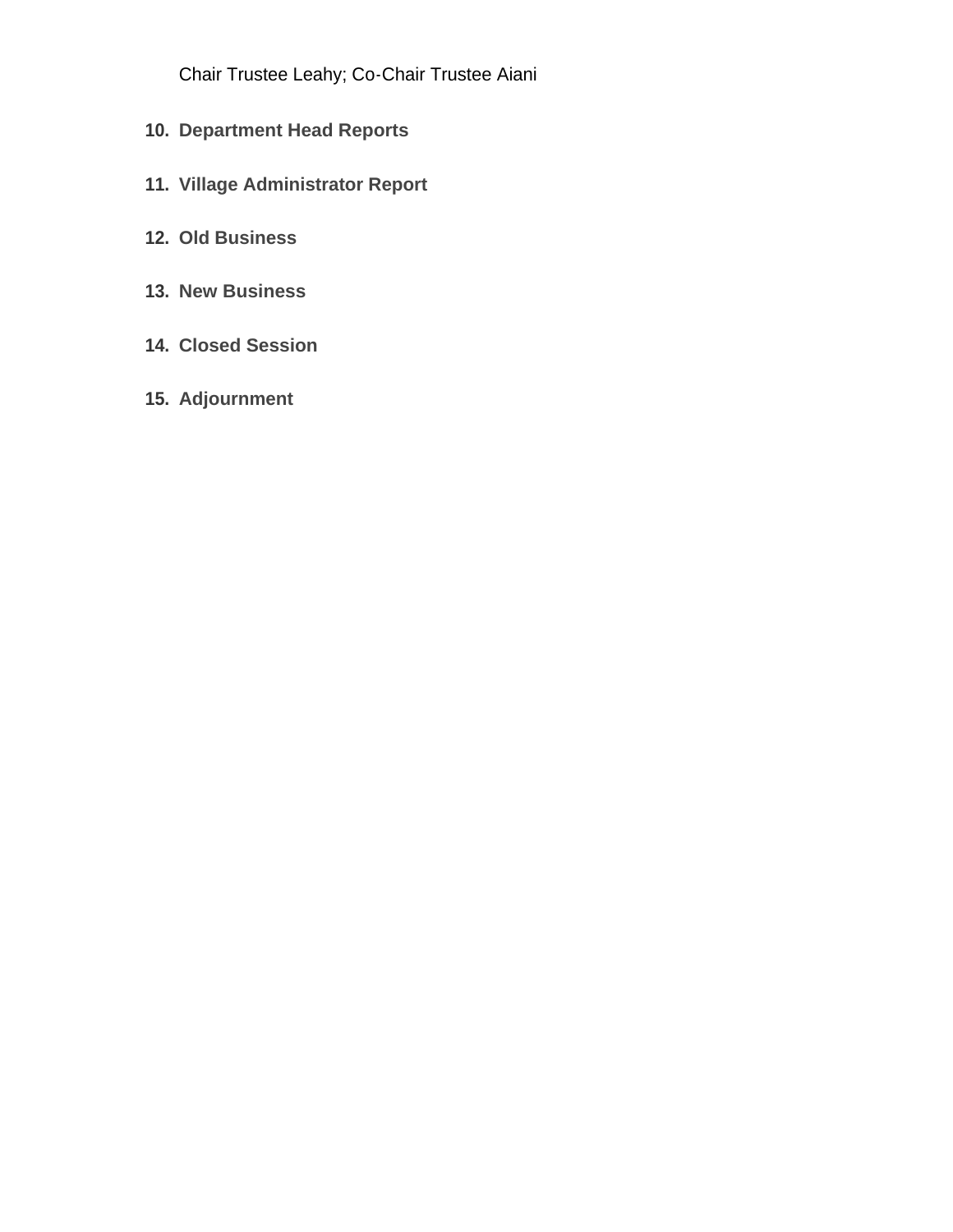Chair Trustee Leahy; Co-Chair Trustee Aiani

10. **Department Head Reports**

11. **Village Administrator Report**

12. **Old Business**

13. **New Business**

14. **Closed Session**

15. **Adjournment**